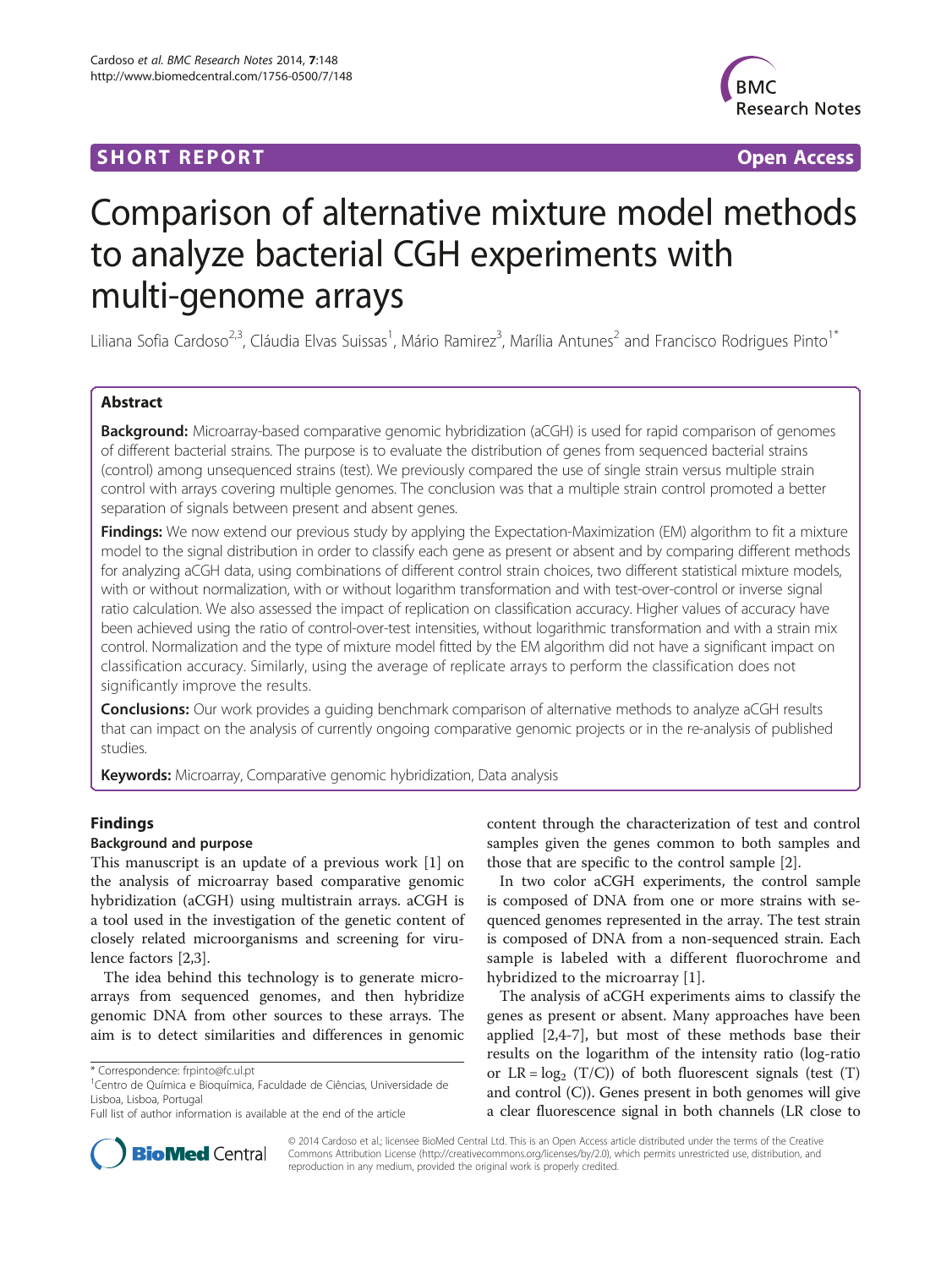**SHORT REPORT** **Open Access**

# Comparison of alternative mixture model methods to analyze bacterial CGH experiments with multi-genome arrays

Liliana Sofia Cardoso[2,3], Cláudia Elvas Suissas[1], Mário Ramirez[3], Marília Antunes[2] and Francisco Rodrigues Pinto[1*]

## Abstract

**Background:** Microarray-based comparative genomic hybridization (aCGH) is used for rapid comparison of genomes of different bacterial strains. The purpose is to evaluate the distribution of genes from sequenced bacterial strains (control) among unsequenced strains (test). We previously compared the use of single strain versus multiple strain control with arrays covering multiple genomes. The conclusion was that a multiple strain control promoted a better separation of signals between present and absent genes.

**Findings:** We now extend our previous study by applying the Expectation-Maximization (EM) algorithm to fit a mixture model to the signal distribution in order to classify each gene as present or absent and by comparing different methods for analyzing aCGH data, using combinations of different control strain choices, two different statistical mixture models, with or without normalization, with or without logarithm transformation and with test-over-control or inverse signal ratio calculation. We also assessed the impact of replication on classification accuracy. Higher values of accuracy have been achieved using the ratio of control-over-test intensities, without logarithmic transformation and with a strain mix control. Normalization and the type of mixture model fitted by the EM algorithm did not have a significant impact on classification accuracy. Similarly, using the average of replicate arrays to perform the classification does not significantly improve the results.

**Conclusions:** Our work provides a guiding benchmark comparison of alternative methods to analyze aCGH results that can impact on the analysis of currently ongoing comparative genomic projects or in the re-analysis of published studies.

**Keywords:** Microarray, Comparative genomic hybridization, Data analysis

## Findings

### Background and purpose

This manuscript is an update of a previous work [1] on the analysis of microarray based comparative genomic hybridization (aCGH) using multistrain arrays. aCGH is a tool used in the investigation of the genetic content of closely related microorganisms and screening for virulence factors [2,3].

The idea behind this technology is to generate microarrays from sequenced genomes, and then hybridize genomic DNA from other sources to these arrays. The aim is to detect similarities and differences in genomic content through the characterization of test and control samples given the genes common to both samples and those that are specific to the control sample [2].

In two color aCGH experiments, the control sample is composed of DNA from one or more strains with sequenced genomes represented in the array. The test strain is composed of DNA from a non-sequenced strain. Each sample is labeled with a different fluorochrome and hybridized to the microarray [1].

The analysis of aCGH experiments aims to classify the genes as present or absent. Many approaches have been applied [2,4-7], but most of these methods base their results on the logarithm of the intensity ratio (log-ratio or $LR = \log_2(T/C)$) of both fluorescent signals (test (T) and control (C)). Genes present in both genomes will give a clear fluorescence signal in both channels (LR close to

\* Correspondence: frpinto@fc.ul.pt
[1]Centro de Química e Bioquímica, Faculdade de Ciências, Universidade de Lisboa, Lisboa, Portugal
Full list of author information is available at the end of the article

© 2014 Cardoso et al.; licensee BioMed Central Ltd. This is an Open Access article distributed under the terms of the Creative Commons Attribution License (http://creativecommons.org/licenses/by/2.0), which permits unrestricted use, distribution, and reproduction in any medium, provided the original work is properly credited.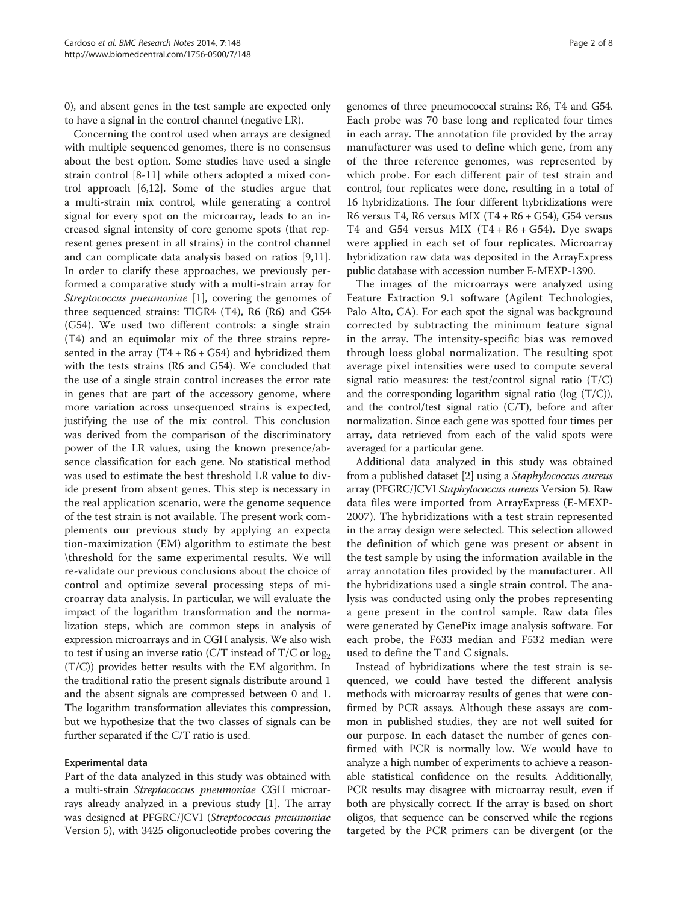0), and absent genes in the test sample are expected only to have a signal in the control channel (negative LR).

Concerning the control used when arrays are designed with multiple sequenced genomes, there is no consensus about the best option. Some studies have used a single strain control [8-11] while others adopted a mixed control approach [6,12]. Some of the studies argue that a multi-strain mix control, while generating a control signal for every spot on the microarray, leads to an increased signal intensity of core genome spots (that represent genes present in all strains) in the control channel and can complicate data analysis based on ratios [9,11]. In order to clarify these approaches, we previously performed a comparative study with a multi-strain array for *Streptococcus pneumoniae* [1], covering the genomes of three sequenced strains: TIGR4 (T4), R6 (R6) and G54 (G54). We used two different controls: a single strain (T4) and an equimolar mix of the three strains represented in the array (T4 + R6 + G54) and hybridized them with the tests strains (R6 and G54). We concluded that the use of a single strain control increases the error rate in genes that are part of the accessory genome, where more variation across unsequenced strains is expected, justifying the use of the mix control. This conclusion was derived from the comparison of the discriminatory power of the LR values, using the known presence/absence classification for each gene. No statistical method was used to estimate the best threshold LR value to divide present from absent genes. This step is necessary in the real application scenario, were the genome sequence of the test strain is not available. The present work complements our previous study by applying an expectation-maximization (EM) algorithm to estimate the best \threshold for the same experimental results. We will re-validate our previous conclusions about the choice of control and optimize several processing steps of microarray data analysis. In particular, we will evaluate the impact of the logarithm transformation and the normalization steps, which are common steps in analysis of expression microarrays and in CGH analysis. We also wish to test if using an inverse ratio (C/T instead of T/C or $\log_2$ (T/C)) provides better results with the EM algorithm. In the traditional ratio the present signals distribute around 1 and the absent signals are compressed between 0 and 1. The logarithm transformation alleviates this compression, but we hypothesize that the two classes of signals can be further separated if the C/T ratio is used.

### Experimental data

Part of the data analyzed in this study was obtained with a multi-strain *Streptococcus pneumoniae* CGH microarrays already analyzed in a previous study [1]. The array was designed at PFGRC/JCVI (*Streptococcus pneumoniae* Version 5), with 3425 oligonucleotide probes covering the genomes of three pneumococcal strains: R6, T4 and G54. Each probe was 70 base long and replicated four times in each array. The annotation file provided by the array manufacturer was used to define which gene, from any of the three reference genomes, was represented by which probe. For each different pair of test strain and control, four replicates were done, resulting in a total of 16 hybridizations. The four different hybridizations were R6 versus T4, R6 versus MIX (T4 + R6 + G54), G54 versus T4 and G54 versus MIX (T4 + R6 + G54). Dye swaps were applied in each set of four replicates. Microarray hybridization raw data was deposited in the ArrayExpress public database with accession number E-MEXP-1390.

The images of the microarrays were analyzed using Feature Extraction 9.1 software (Agilent Technologies, Palo Alto, CA). For each spot the signal was background corrected by subtracting the minimum feature signal in the array. The intensity-specific bias was removed through loess global normalization. The resulting spot average pixel intensities were used to compute several signal ratio measures: the test/control signal ratio (T/C) and the corresponding logarithm signal ratio (log (T/C)), and the control/test signal ratio (C/T), before and after normalization. Since each gene was spotted four times per array, data retrieved from each of the valid spots were averaged for a particular gene.

Additional data analyzed in this study was obtained from a published dataset [2] using a *Staphylococcus aureus* array (PFGRC/JCVI *Staphylococcus aureus* Version 5). Raw data files were imported from ArrayExpress (E-MEXP-2007). The hybridizations with a test strain represented in the array design were selected. This selection allowed the definition of which gene was present or absent in the test sample by using the information available in the array annotation files provided by the manufacturer. All the hybridizations used a single strain control. The analysis was conducted using only the probes representing a gene present in the control sample. Raw data files were generated by GenePix image analysis software. For each probe, the F633 median and F532 median were used to define the T and C signals.

Instead of hybridizations where the test strain is sequenced, we could have tested the different analysis methods with microarray results of genes that were confirmed by PCR assays. Although these assays are common in published studies, they are not well suited for our purpose. In each dataset the number of genes confirmed with PCR is normally low. We would have to analyze a high number of experiments to achieve a reasonable statistical confidence on the results. Additionally, PCR results may disagree with microarray result, even if both are physically correct. If the array is based on short oligos, that sequence can be conserved while the regions targeted by the PCR primers can be divergent (or the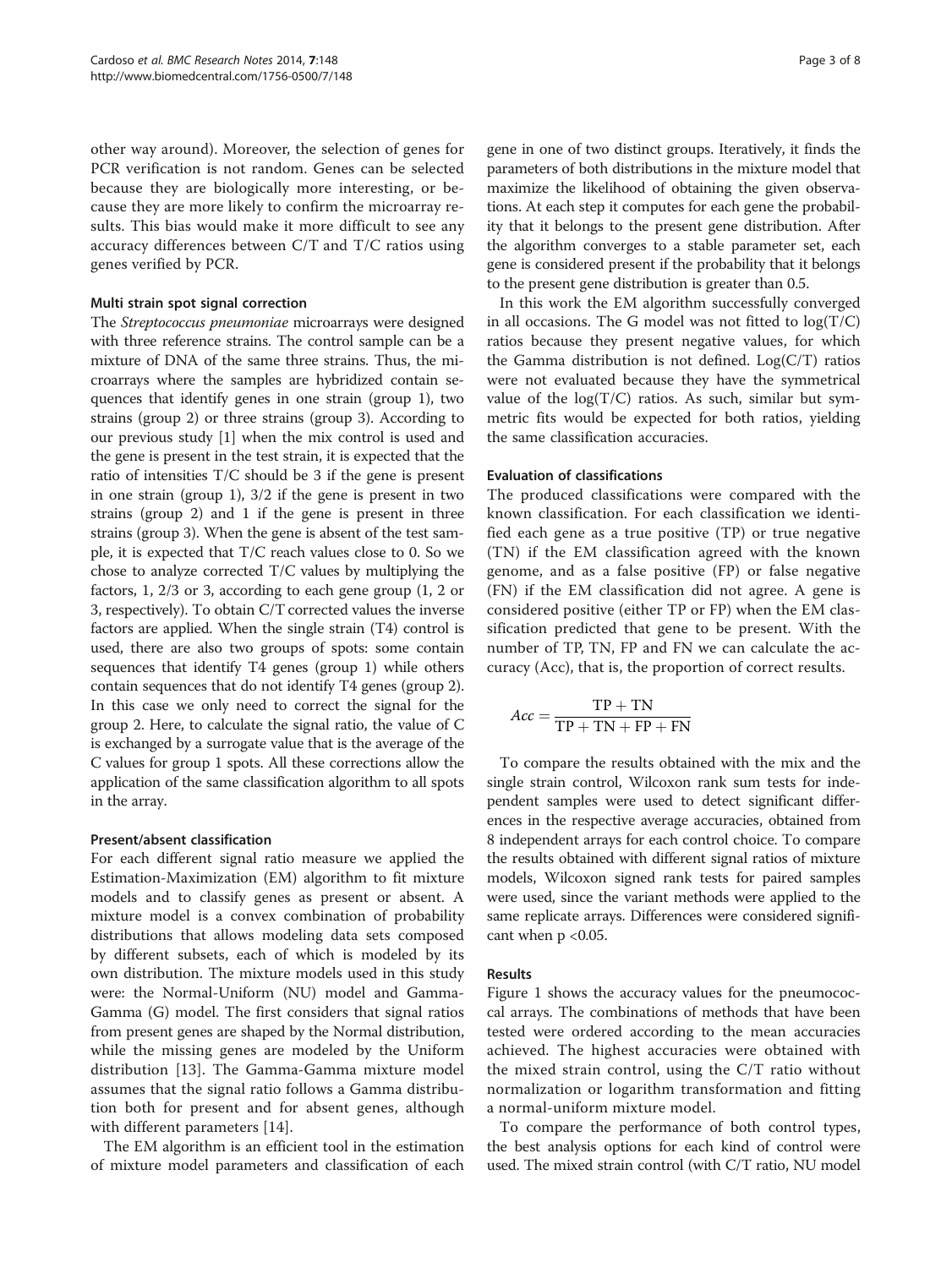other way around). Moreover, the selection of genes for PCR verification is not random. Genes can be selected because they are biologically more interesting, or because they are more likely to confirm the microarray results. This bias would make it more difficult to see any accuracy differences between C/T and T/C ratios using genes verified by PCR.

#### Multi strain spot signal correction

The *Streptococcus pneumoniae* microarrays were designed with three reference strains. The control sample can be a mixture of DNA of the same three strains. Thus, the microarrays where the samples are hybridized contain sequences that identify genes in one strain (group 1), two strains (group 2) or three strains (group 3). According to our previous study [1] when the mix control is used and the gene is present in the test strain, it is expected that the ratio of intensities T/C should be 3 if the gene is present in one strain (group 1), 3/2 if the gene is present in two strains (group 2) and 1 if the gene is present in three strains (group 3). When the gene is absent of the test sample, it is expected that T/C reach values close to 0. So we chose to analyze corrected T/C values by multiplying the factors, 1, 2/3 or 3, according to each gene group (1, 2 or 3, respectively). To obtain C/T corrected values the inverse factors are applied. When the single strain (T4) control is used, there are also two groups of spots: some contain sequences that identify T4 genes (group 1) while others contain sequences that do not identify T4 genes (group 2). In this case we only need to correct the signal for the group 2. Here, to calculate the signal ratio, the value of C is exchanged by a surrogate value that is the average of the C values for group 1 spots. All these corrections allow the application of the same classification algorithm to all spots in the array.

#### Present/absent classification

For each different signal ratio measure we applied the Estimation-Maximization (EM) algorithm to fit mixture models and to classify genes as present or absent. A mixture model is a convex combination of probability distributions that allows modeling data sets composed by different subsets, each of which is modeled by its own distribution. The mixture models used in this study were: the Normal-Uniform (NU) model and Gamma-Gamma (G) model. The first considers that signal ratios from present genes are shaped by the Normal distribution, while the missing genes are modeled by the Uniform distribution [13]. The Gamma-Gamma mixture model assumes that the signal ratio follows a Gamma distribution both for present and for absent genes, although with different parameters [14].

The EM algorithm is an efficient tool in the estimation of mixture model parameters and classification of each gene in one of two distinct groups. Iteratively, it finds the parameters of both distributions in the mixture model that maximize the likelihood of obtaining the given observations. At each step it computes for each gene the probability that it belongs to the present gene distribution. After the algorithm converges to a stable parameter set, each gene is considered present if the probability that it belongs to the present gene distribution is greater than 0.5.

In this work the EM algorithm successfully converged in all occasions. The G model was not fitted to log(T/C) ratios because they present negative values, for which the Gamma distribution is not defined. Log(C/T) ratios were not evaluated because they have the symmetrical value of the log(T/C) ratios. As such, similar but symmetric fits would be expected for both ratios, yielding the same classification accuracies.

#### Evaluation of classifications

The produced classifications were compared with the known classification. For each classification we identified each gene as a true positive (TP) or true negative (TN) if the EM classification agreed with the known genome, and as a false positive (FP) or false negative (FN) if the EM classification did not agree. A gene is considered positive (either TP or FP) when the EM classification predicted that gene to be present. With the number of TP, TN, FP and FN we can calculate the accuracy (Acc), that is, the proportion of correct results.

$$Acc = \frac{\mathrm{TP} + \mathrm{TN}}{\mathrm{TP} + \mathrm{TN} + \mathrm{FP} + \mathrm{FN}}$$

To compare the results obtained with the mix and the single strain control, Wilcoxon rank sum tests for independent samples were used to detect significant differences in the respective average accuracies, obtained from 8 independent arrays for each control choice. To compare the results obtained with different signal ratios of mixture models, Wilcoxon signed rank tests for paired samples were used, since the variant methods were applied to the same replicate arrays. Differences were considered significant when $p < 0.05$.

### Results

Figure 1 shows the accuracy values for the pneumococcal arrays. The combinations of methods that have been tested were ordered according to the mean accuracies achieved. The highest accuracies were obtained with the mixed strain control, using the C/T ratio without normalization or logarithm transformation and fitting a normal-uniform mixture model.

To compare the performance of both control types, the best analysis options for each kind of control were used. The mixed strain control (with C/T ratio, NU model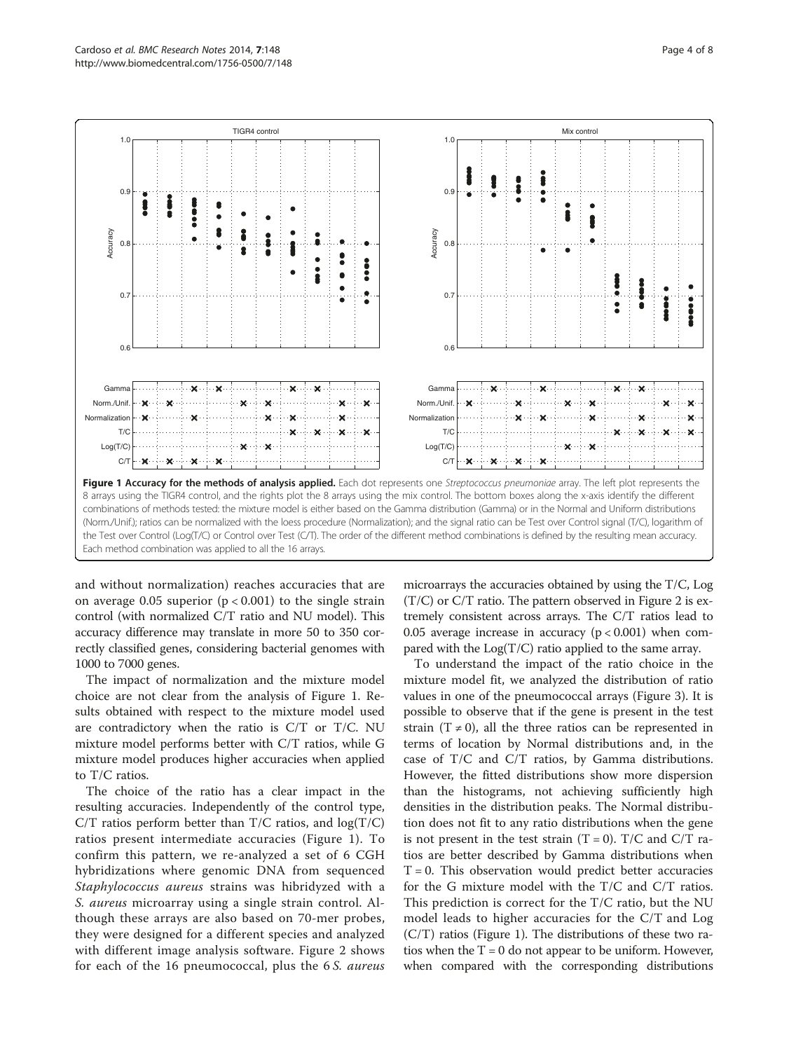**Figure 1 Accuracy for the methods of analysis applied.** Each dot represents one *Streptococcus pneumoniae* array. The left plot represents the 8 arrays using the TIGR4 control, and the rights plot the 8 arrays using the mix control. The bottom boxes along the x-axis identify the different combinations of methods tested: the mixture model is either based on the Gamma distribution (Gamma) or in the Normal and Uniform distributions (Norm./Unif.); ratios can be normalized with the loess procedure (Normalization); and the signal ratio can be Test over Control signal (T/C), logarithm of the Test over Control (Log(T/C) or Control over Test (C/T). The order of the different method combinations is defined by the resulting mean accuracy. Each method combination was applied to all the 16 arrays.

and without normalization) reaches accuracies that are on average 0.05 superior ($p < 0.001$) to the single strain control (with normalized C/T ratio and NU model). This accuracy difference may translate in more 50 to 350 correctly classified genes, considering bacterial genomes with 1000 to 7000 genes.

The impact of normalization and the mixture model choice are not clear from the analysis of Figure 1. Results obtained with respect to the mixture model used are contradictory when the ratio is C/T or T/C. NU mixture model performs better with C/T ratios, while G mixture model produces higher accuracies when applied to T/C ratios.

The choice of the ratio has a clear impact in the resulting accuracies. Independently of the control type, C/T ratios perform better than T/C ratios, and log(T/C) ratios present intermediate accuracies (Figure 1). To confirm this pattern, we re-analyzed a set of 6 CGH hybridizations where genomic DNA from sequenced *Staphylococcus aureus* strains was hibridyzed with a *S. aureus* microarray using a single strain control. Although these arrays are also based on 70-mer probes, they were designed for a different species and analyzed with different image analysis software. Figure 2 shows for each of the 16 pneumococcal, plus the 6 *S. aureus* microarrays the accuracies obtained by using the T/C, Log (T/C) or C/T ratio. The pattern observed in Figure 2 is extremely consistent across arrays. The C/T ratios lead to 0.05 average increase in accuracy ($p < 0.001$) when compared with the Log(T/C) ratio applied to the same array.

To understand the impact of the ratio choice in the mixture model fit, we analyzed the distribution of ratio values in one of the pneumococcal arrays (Figure 3). It is possible to observe that if the gene is present in the test strain ($T \neq 0$), all the three ratios can be represented in terms of location by Normal distributions and, in the case of T/C and C/T ratios, by Gamma distributions. However, the fitted distributions show more dispersion than the histograms, not achieving sufficiently high densities in the distribution peaks. The Normal distribution does not fit to any ratio distributions when the gene is not present in the test strain ($T = 0$). T/C and C/T ratios are better described by Gamma distributions when $T = 0$. This observation would predict better accuracies for the G mixture model with the T/C and C/T ratios. This prediction is correct for the T/C ratio, but the NU model leads to higher accuracies for the C/T and Log (C/T) ratios (Figure 1). The distributions of these two ratios when the $T = 0$ do not appear to be uniform. However, when compared with the corresponding distributions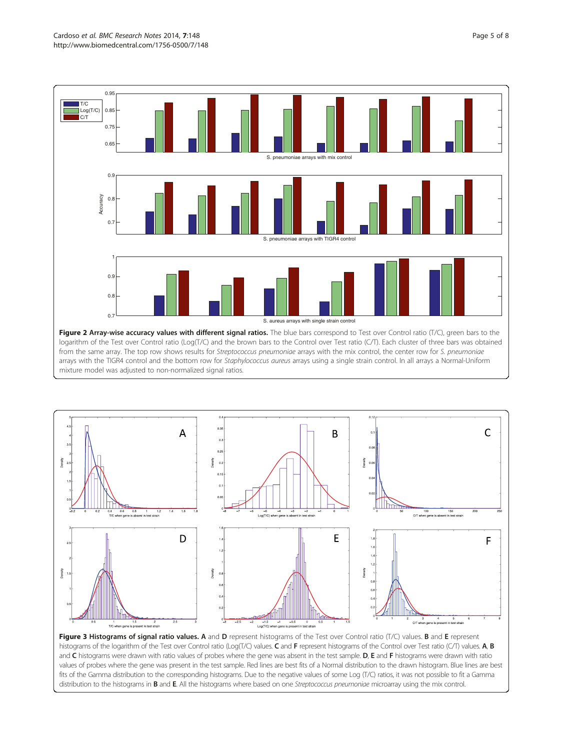**Figure 2 Array-wise accuracy values with different signal ratios.** The blue bars correspond to Test over Control ratio (T/C), green bars to the logarithm of the Test over Control ratio (Log(T/C) and the brown bars to the Control over Test ratio (C/T). Each cluster of three bars was obtained from the same array. The top row shows results for *Streptococcus pneumoniae* arrays with the mix control, the center row for *S. pneumoniae* arrays with the TIGR4 control and the bottom row for *Staphylococcus aureus* arrays using a single strain control. In all arrays a Normal-Uniform mixture model was adjusted to non-normalized signal ratios.

**Figure 3 Histograms of signal ratio values. A** and **D** represent histograms of the Test over Control ratio (T/C) values. **B** and **E** represent histograms of the logarithm of the Test over Control ratio (Log(T/C) values. **C** and **F** represent histograms of the Control over Test ratio (C/T) values. **A**, **B** and **C** histograms were drawn with ratio values of probes where the gene was absent in the test sample. **D**, **E** and **F** histograms were drawn with ratio values of probes where the gene was present in the test sample. Red lines are best fits of a Normal distribution to the drawn histogram. Blue lines are best fits of the Gamma distribution to the corresponding histograms. Due to the negative values of some Log (T/C) ratios, it was not possible to fit a Gamma distribution to the histograms in **B** and **E**. All the histograms where based on one *Streptococcus pneumoniae* microarray using the mix control.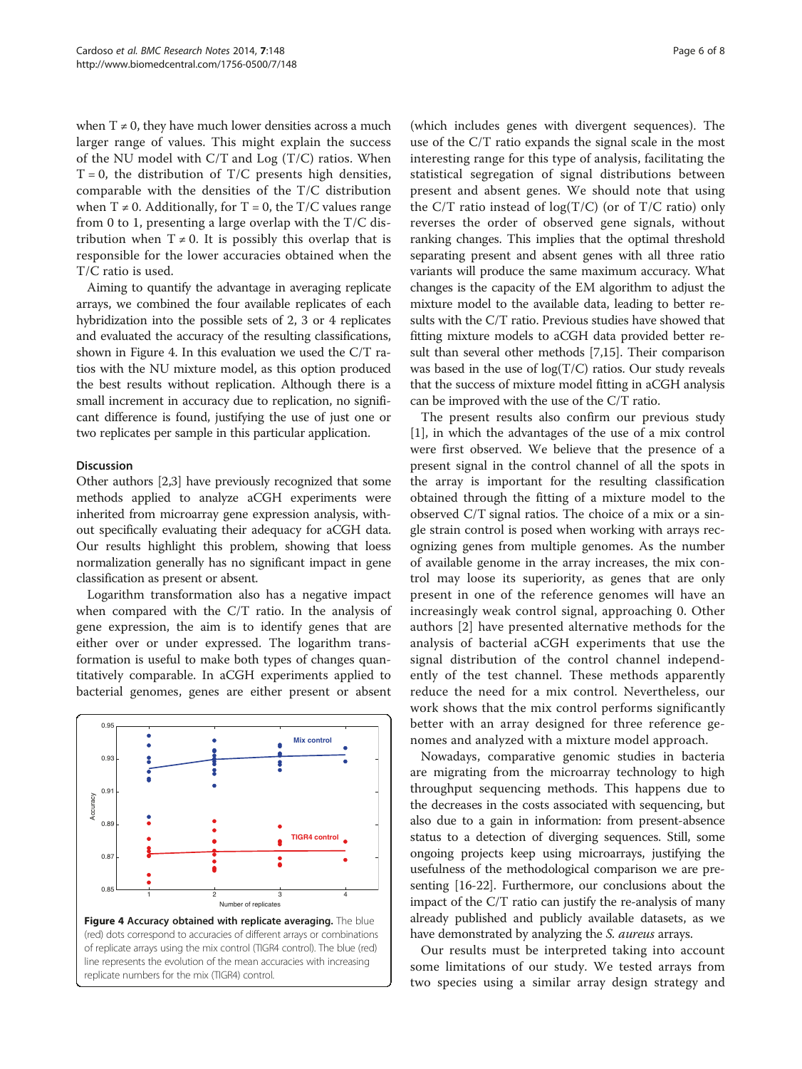when $T \neq 0$, they have much lower densities across a much larger range of values. This might explain the success of the NU model with C/T and Log (T/C) ratios. When $T = 0$, the distribution of T/C presents high densities, comparable with the densities of the T/C distribution when $T \neq 0$. Additionally, for $T = 0$, the T/C values range from 0 to 1, presenting a large overlap with the T/C distribution when $T \neq 0$. It is possibly this overlap that is responsible for the lower accuracies obtained when the T/C ratio is used.

Aiming to quantify the advantage in averaging replicate arrays, we combined the four available replicates of each hybridization into the possible sets of 2, 3 or 4 replicates and evaluated the accuracy of the resulting classifications, shown in Figure 4. In this evaluation we used the C/T ratios with the NU mixture model, as this option produced the best results without replication. Although there is a small increment in accuracy due to replication, no significant difference is found, justifying the use of just one or two replicates per sample in this particular application.

## Discussion

Other authors [2,3] have previously recognized that some methods applied to analyze aCGH experiments were inherited from microarray gene expression analysis, without specifically evaluating their adequacy for aCGH data. Our results highlight this problem, showing that loess normalization generally has no significant impact in gene classification as present or absent.

Logarithm transformation also has a negative impact when compared with the C/T ratio. In the analysis of gene expression, the aim is to identify genes that are either over or under expressed. The logarithm transformation is useful to make both types of changes quantitatively comparable. In aCGH experiments applied to bacterial genomes, genes are either present or absent (which includes genes with divergent sequences). The use of the C/T ratio expands the signal scale in the most interesting range for this type of analysis, facilitating the statistical segregation of signal distributions between present and absent genes. We should note that using the C/T ratio instead of log(T/C) (or of T/C ratio) only reverses the order of observed gene signals, without ranking changes. This implies that the optimal threshold separating present and absent genes with all three ratio variants will produce the same maximum accuracy. What changes is the capacity of the EM algorithm to adjust the mixture model to the available data, leading to better results with the C/T ratio. Previous studies have showed that fitting mixture models to aCGH data provided better result than several other methods [7,15]. Their comparison was based in the use of log(T/C) ratios. Our study reveals that the success of mixture model fitting in aCGH analysis can be improved with the use of the C/T ratio.

0.95
0.93
0.91
0.89
0.87
0.85
Accuracy
1
2
3
4
Number of replicates
Mix control
TIGR4 control

**Figure 4 Accuracy obtained with replicate averaging.** The blue (red) dots correspond to accuracies of different arrays or combinations of replicate arrays using the mix control (TIGR4 control). The blue (red) line represents the evolution of the mean accuracies with increasing replicate numbers for the mix (TIGR4) control.

The present results also confirm our previous study [1], in which the advantages of the use of a mix control were first observed. We believe that the presence of a present signal in the control channel of all the spots in the array is important for the resulting classification obtained through the fitting of a mixture model to the observed C/T signal ratios. The choice of a mix or a single strain control is posed when working with arrays recognizing genes from multiple genomes. As the number of available genome in the array increases, the mix control may loose its superiority, as genes that are only present in one of the reference genomes will have an increasingly weak control signal, approaching 0. Other authors [2] have presented alternative methods for the analysis of bacterial aCGH experiments that use the signal distribution of the control channel independently of the test channel. These methods apparently reduce the need for a mix control. Nevertheless, our work shows that the mix control performs significantly better with an array designed for three reference genomes and analyzed with a mixture model approach.

Nowadays, comparative genomic studies in bacteria are migrating from the microarray technology to high throughput sequencing methods. This happens due to the decreases in the costs associated with sequencing, but also due to a gain in information: from present-absence status to a detection of diverging sequences. Still, some ongoing projects keep using microarrays, justifying the usefulness of the methodological comparison we are presenting [16-22]. Furthermore, our conclusions about the impact of the C/T ratio can justify the re-analysis of many already published and publicly available datasets, as we have demonstrated by analyzing the *S. aureus* arrays.

Our results must be interpreted taking into account some limitations of our study. We tested arrays from two species using a similar array design strategy and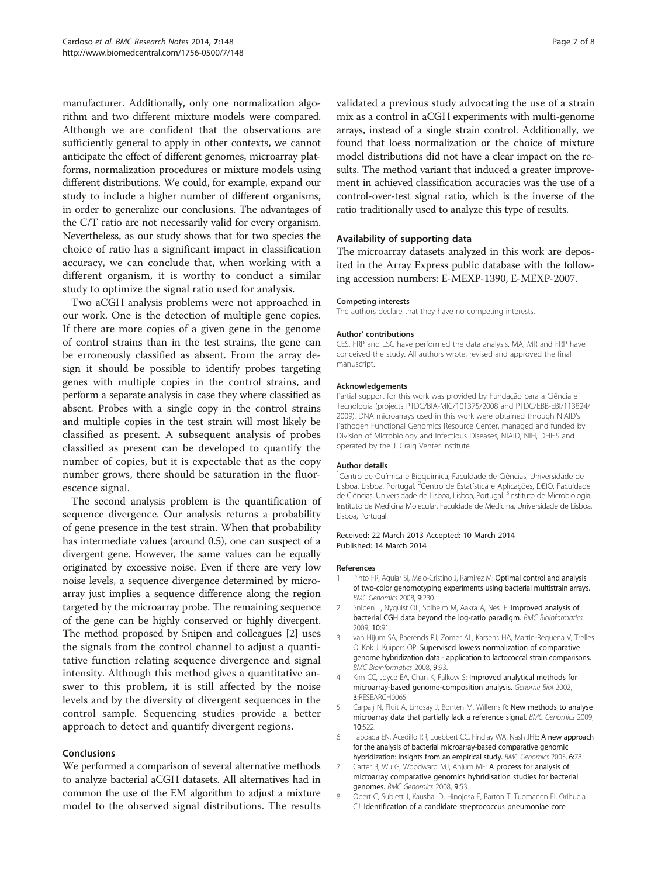manufacturer. Additionally, only one normalization algorithm and two different mixture models were compared. Although we are confident that the observations are sufficiently general to apply in other contexts, we cannot anticipate the effect of different genomes, microarray platforms, normalization procedures or mixture models using different distributions. We could, for example, expand our study to include a higher number of different organisms, in order to generalize our conclusions. The advantages of the C/T ratio are not necessarily valid for every organism. Nevertheless, as our study shows that for two species the choice of ratio has a significant impact in classification accuracy, we can conclude that, when working with a different organism, it is worthy to conduct a similar study to optimize the signal ratio used for analysis.

Two aCGH analysis problems were not approached in our work. One is the detection of multiple gene copies. If there are more copies of a given gene in the genome of control strains than in the test strains, the gene can be erroneously classified as absent. From the array design it should be possible to identify probes targeting genes with multiple copies in the control strains, and perform a separate analysis in case they where classified as absent. Probes with a single copy in the control strains and multiple copies in the test strain will most likely be classified as present. A subsequent analysis of probes classified as present can be developed to quantify the number of copies, but it is expectable that as the copy number grows, there should be saturation in the fluorescence signal.

The second analysis problem is the quantification of sequence divergence. Our analysis returns a probability of gene presence in the test strain. When that probability has intermediate values (around 0.5), one can suspect of a divergent gene. However, the same values can be equally originated by excessive noise. Even if there are very low noise levels, a sequence divergence determined by microarray just implies a sequence difference along the region targeted by the microarray probe. The remaining sequence of the gene can be highly conserved or highly divergent. The method proposed by Snipen and colleagues [2] uses the signals from the control channel to adjust a quantitative function relating sequence divergence and signal intensity. Although this method gives a quantitative answer to this problem, it is still affected by the noise levels and by the diversity of divergent sequences in the control sample. Sequencing studies provide a better approach to detect and quantify divergent regions.

## Conclusions

We performed a comparison of several alternative methods to analyze bacterial aCGH datasets. All alternatives had in common the use of the EM algorithm to adjust a mixture model to the observed signal distributions. The results validated a previous study advocating the use of a strain mix as a control in aCGH experiments with multi-genome arrays, instead of a single strain control. Additionally, we found that loess normalization or the choice of mixture model distributions did not have a clear impact on the results. The method variant that induced a greater improvement in achieved classification accuracies was the use of a control-over-test signal ratio, which is the inverse of the ratio traditionally used to analyze this type of results.

## Availability of supporting data

The microarray datasets analyzed in this work are deposited in the Array Express public database with the following accession numbers: E-MEXP-1390, E-MEXP-2007.

#### Competing interests

The authors declare that they have no competing interests.

#### Author' contributions

CES, FRP and LSC have performed the data analysis. MA, MR and FRP have conceived the study. All authors wrote, revised and approved the final manuscript.

#### Acknowledgements

Partial support for this work was provided by Fundação para a Ciência e Tecnologia (projects PTDC/BIA-MIC/101375/2008 and PTDC/EBB-EBI/113824/2009). DNA microarrays used in this work were obtained through NIAID's Pathogen Functional Genomics Resource Center, managed and funded by Division of Microbiology and Infectious Diseases, NIAID, NIH, DHHS and operated by the J. Craig Venter Institute.

#### Author details

[1]Centro de Química e Bioquímica, Faculdade de Ciências, Universidade de Lisboa, Lisboa, Portugal. [2]Centro de Estatística e Aplicações, DEIO, Faculdade de Ciências, Universidade de Lisboa, Lisboa, Portugal. [3]Instituto de Microbiologia, Instituto de Medicina Molecular, Faculdade de Medicina, Universidade de Lisboa, Lisboa, Portugal.

Received: 22 March 2013 Accepted: 10 March 2014
Published: 14 March 2014

#### References

1. Pinto FR, Aguiar SI, Melo-Cristino J, Ramirez M: **Optimal control and analysis of two-color genomotyping experiments using bacterial multistrain arrays.** *BMC Genomics* 2008, **9:**230.
2. Snipen L, Nyquist OL, Solheim M, Aakra A, Nes IF: **Improved analysis of bacterial CGH data beyond the log-ratio paradigm.** *BMC Bioinformatics* 2009, **10:**91.
3. van Hijum SA, Baerends RJ, Zomer AL, Karsens HA, Martin-Requena V, Trelles O, Kok J, Kuipers OP: **Supervised lowess normalization of comparative genome hybridization data - application to lactococcal strain comparisons.** *BMC Bioinformatics* 2008, **9:**93.
4. Kim CC, Joyce EA, Chan K, Falkow S: **Improved analytical methods for microarray-based genome-composition analysis.** *Genome Biol* 2002, **3:**RESEARCH0065.
5. Carpaij N, Fluit A, Lindsay J, Bonten M, Willems R: **New methods to analyse microarray data that partially lack a reference signal.** *BMC Genomics* 2009, **10:**522.
6. Taboada EN, Acedillo RR, Luebbert CC, Findlay WA, Nash JHE: **A new approach for the analysis of bacterial microarray-based comparative genomic hybridization: insights from an empirical study.** *BMC Genomics* 2005, **6:**78.
7. Carter B, Wu G, Woodward MJ, Anjum MF: **A process for analysis of microarray comparative genomics hybridisation studies for bacterial genomes.** *BMC Genomics* 2008, **9:**53.
8. Obert C, Sublett J, Kaushal D, Hinojosa E, Barton T, Tuomanen EI, Orihuela CJ: **Identification of a candidate streptococcus pneumoniae core**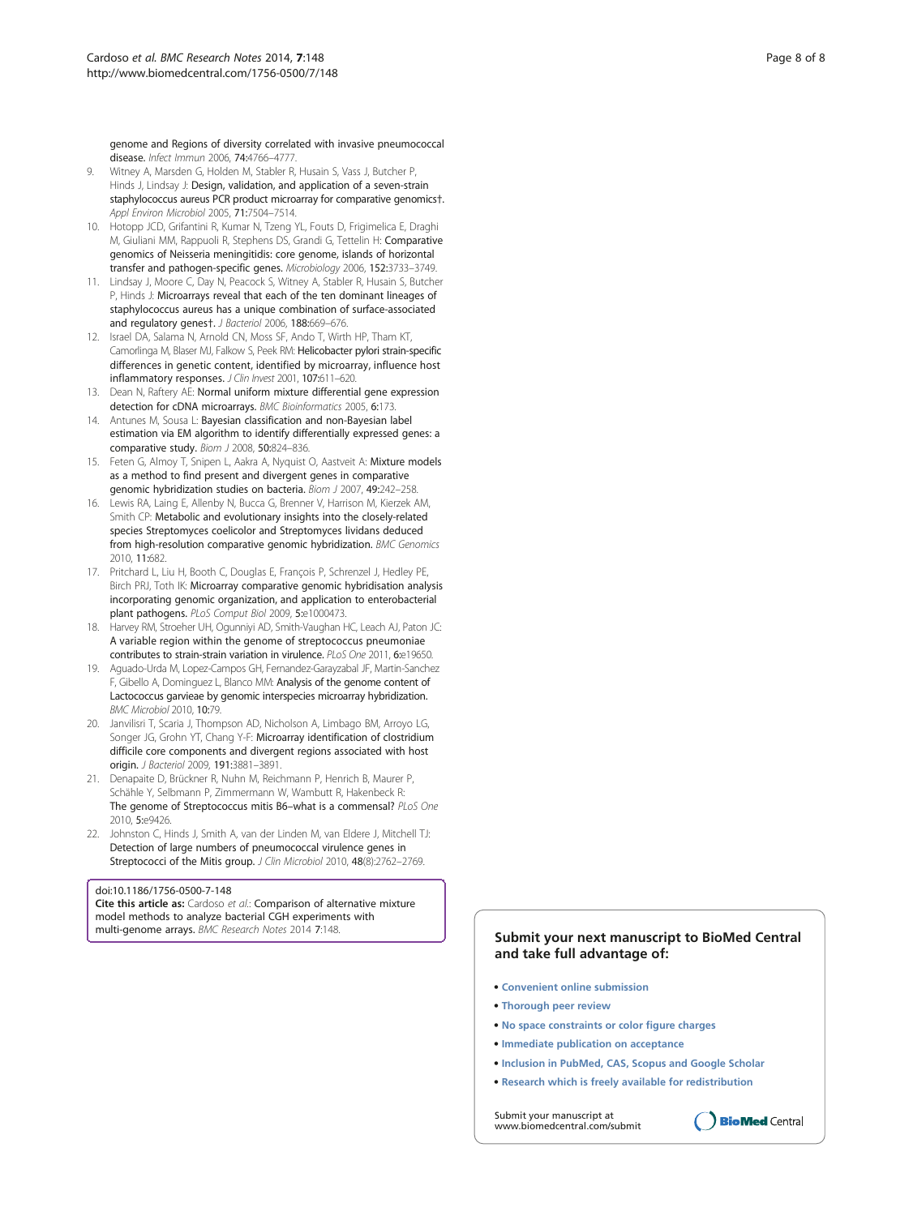genome and Regions of diversity correlated with invasive pneumococcal disease. *Infect Immun* 2006, **74**:4766–4777.

9. Witney A, Marsden G, Holden M, Stabler R, Husain S, Vass J, Butcher P, Hinds J, Lindsay J: **Design, validation, and application of a seven-strain staphylococcus aureus PCR product microarray for comparative genomics†.** *Appl Environ Microbiol* 2005, **71**:7504–7514.
10. Hotopp JCD, Grifantini R, Kumar N, Tzeng YL, Fouts D, Frigimelica E, Draghi M, Giuliani MM, Rappuoli R, Stephens DS, Grandi G, Tettelin H: **Comparative genomics of Neisseria meningitidis: core genome, islands of horizontal transfer and pathogen-specific genes.** *Microbiology* 2006, **152**:3733–3749.
11. Lindsay J, Moore C, Day N, Peacock S, Witney A, Stabler R, Husain S, Butcher P, Hinds J: **Microarrays reveal that each of the ten dominant lineages of staphylococcus aureus has a unique combination of surface-associated and regulatory genes†.** *J Bacteriol* 2006, **188**:669–676.
12. Israel DA, Salama N, Arnold CN, Moss SF, Ando T, Wirth HP, Tham KT, Camorlinga M, Blaser MJ, Falkow S, Peek RM: **Helicobacter pylori strain-specific differences in genetic content, identified by microarray, influence host inflammatory responses.** *J Clin Invest* 2001, **107**:611–620.
13. Dean N, Raftery AE: **Normal uniform mixture differential gene expression detection for cDNA microarrays.** *BMC Bioinformatics* 2005, **6**:173.
14. Antunes M, Sousa L: **Bayesian classification and non-Bayesian label estimation via EM algorithm to identify differentially expressed genes: a comparative study.** *Biom J* 2008, **50**:824–836.
15. Feten G, Almoy T, Snipen L, Aakra A, Nyquist O, Aastveit A: **Mixture models as a method to find present and divergent genes in comparative genomic hybridization studies on bacteria.** *Biom J* 2007, **49**:242–258.
16. Lewis RA, Laing E, Allenby N, Bucca G, Brenner V, Harrison M, Kierzek AM, Smith CP: **Metabolic and evolutionary insights into the closely-related species Streptomyces coelicolor and Streptomyces lividans deduced from high-resolution comparative genomic hybridization.** *BMC Genomics* 2010, **11**:682.
17. Pritchard L, Liu H, Booth C, Douglas E, François P, Schrenzel J, Hedley PE, Birch PRJ, Toth IK: **Microarray comparative genomic hybridisation analysis incorporating genomic organization, and application to enterobacterial plant pathogens.** *PLoS Comput Biol* 2009, **5**:e1000473.
18. Harvey RM, Stroeher UH, Ogunniyi AD, Smith-Vaughan HC, Leach AJ, Paton JC: **A variable region within the genome of streptococcus pneumoniae contributes to strain-strain variation in virulence.** *PLoS One* 2011, **6**:e19650.
19. Aguado-Urda M, Lopez-Campos GH, Fernandez-Garayzabal JF, Martin-Sanchez F, Gibello A, Dominguez L, Blanco MM: **Analysis of the genome content of Lactococcus garvieae by genomic interspecies microarray hybridization.** *BMC Microbiol* 2010, **10**:79.
20. Janvilisri T, Scaria J, Thompson AD, Nicholson A, Limbago BM, Arroyo LG, Songer JG, Grohn YT, Chang Y-F: **Microarray identification of clostridium difficile core components and divergent regions associated with host origin.** *J Bacteriol* 2009, **191**:3881–3891.
21. Denapaite D, Brückner R, Nuhn M, Reichmann P, Henrich B, Maurer P, Schähle Y, Selbmann P, Zimmermann W, Wambutt R, Hakenbeck R: **The genome of Streptococcus mitis B6–what is a commensal?** *PLoS One* 2010, **5**:e9426.
22. Johnston C, Hinds J, Smith A, van der Linden M, van Eldere J, Mitchell TJ: **Detection of large numbers of pneumococcal virulence genes in Streptococci of the Mitis group.** *J Clin Microbiol* 2010, **48**(8):2762–2769.

doi:10.1186/1756-0500-7-148

**Cite this article as:** Cardoso *et al.*: Comparison of alternative mixture model methods to analyze bacterial CGH experiments with multi-genome arrays. *BMC Research Notes* 2014 **7**:148.

**Submit your next manuscript to BioMed Central and take full advantage of:**

- **Convenient online submission**
- **Thorough peer review**
- **No space constraints or color figure charges**
- **Immediate publication on acceptance**
- **Inclusion in PubMed, CAS, Scopus and Google Scholar**
- **Research which is freely available for redistribution**

Submit your manuscript at www.biomedcentral.com/submit

BioMed Central